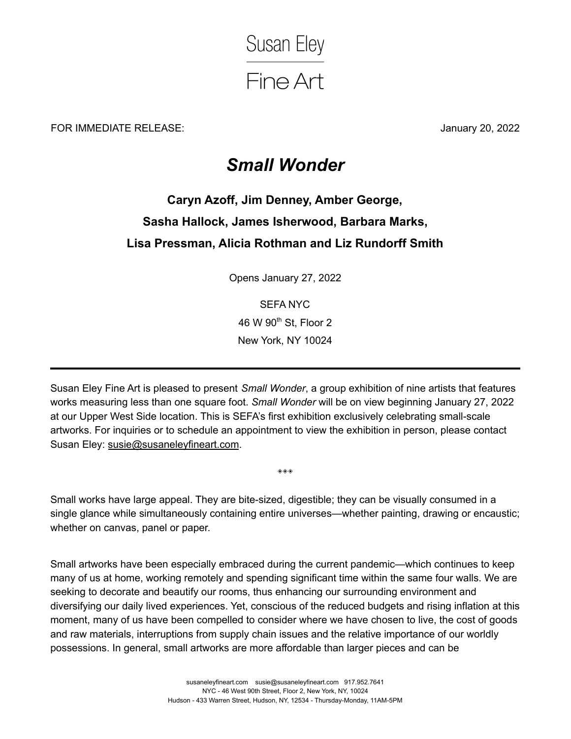Susan Eley

Fine Art

FOR IMMEDIATE RELEASE: January 20, 2022

# *Small Wonder*

### Caryn Azoff, Jim Denney, Amber George, Sasha Hallock, James Isherwood, Barbara Marks, Lisa Pressman, Alicia Rothman and Liz Rundorff Smith

Opens January 27, 2022

SEFA NYC
46 W 90th St, Floor 2
New York, NY 10024

---

Susan Eley Fine Art is pleased to present *Small Wonder*, a group exhibition of nine artists that features works measuring less than one square foot. *Small Wonder* will be on view beginning January 27, 2022 at our Upper West Side location. This is SEFA's first exhibition exclusively celebrating small-scale artworks. For inquiries or to schedule an appointment to view the exhibition in person, please contact Susan Eley: susie@susaneleyfineart.com.

◈◈◈

Small works have large appeal. They are bite-sized, digestible; they can be visually consumed in a single glance while simultaneously containing entire universes—whether painting, drawing or encaustic; whether on canvas, panel or paper.

Small artworks have been especially embraced during the current pandemic—which continues to keep many of us at home, working remotely and spending significant time within the same four walls. We are seeking to decorate and beautify our rooms, thus enhancing our surrounding environment and diversifying our daily lived experiences. Yet, conscious of the reduced budgets and rising inflation at this moment, many of us have been compelled to consider where we have chosen to live, the cost of goods and raw materials, interruptions from supply chain issues and the relative importance of our worldly possessions. In general, small artworks are more affordable than larger pieces and can be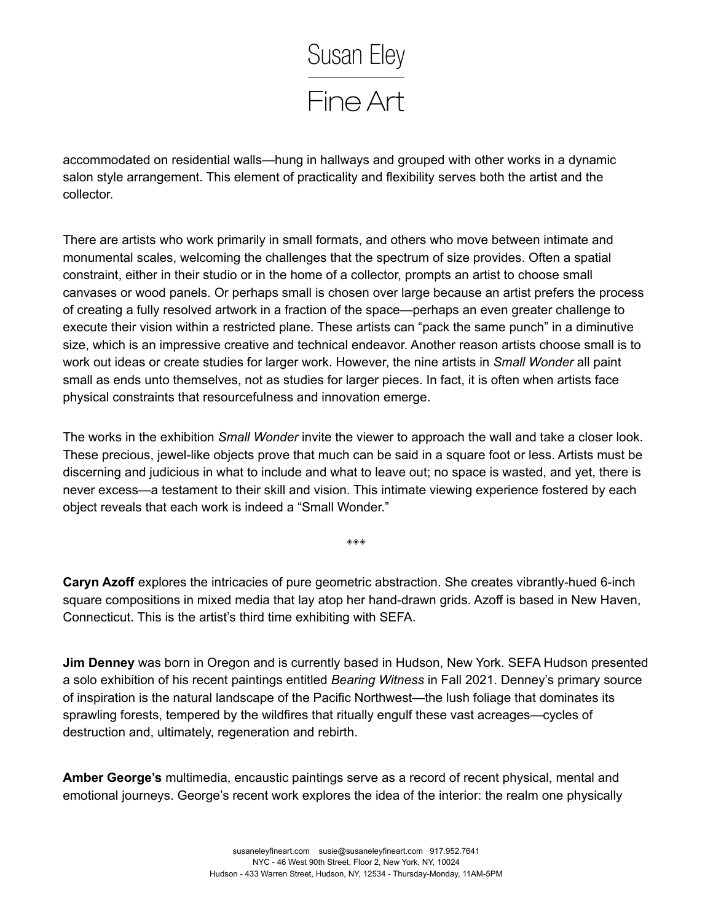accommodated on residential walls—hung in hallways and grouped with other works in a dynamic salon style arrangement. This element of practicality and flexibility serves both the artist and the collector.

There are artists who work primarily in small formats, and others who move between intimate and monumental scales, welcoming the challenges that the spectrum of size provides. Often a spatial constraint, either in their studio or in the home of a collector, prompts an artist to choose small canvases or wood panels. Or perhaps small is chosen over large because an artist prefers the process of creating a fully resolved artwork in a fraction of the space—perhaps an even greater challenge to execute their vision within a restricted plane. These artists can "pack the same punch" in a diminutive size, which is an impressive creative and technical endeavor. Another reason artists choose small is to work out ideas or create studies for larger work. However, the nine artists in *Small Wonder* all paint small as ends unto themselves, not as studies for larger pieces. In fact, it is often when artists face physical constraints that resourcefulness and innovation emerge.

The works in the exhibition *Small Wonder* invite the viewer to approach the wall and take a closer look. These precious, jewel-like objects prove that much can be said in a square foot or less. Artists must be discerning and judicious in what to include and what to leave out; no space is wasted, and yet, there is never excess—a testament to their skill and vision. This intimate viewing experience fostered by each object reveals that each work is indeed a "Small Wonder."

◈◈◈

**Caryn Azoff** explores the intricacies of pure geometric abstraction. She creates vibrantly-hued 6-inch square compositions in mixed media that lay atop her hand-drawn grids. Azoff is based in New Haven, Connecticut. This is the artist's third time exhibiting with SEFA.

**Jim Denney** was born in Oregon and is currently based in Hudson, New York. SEFA Hudson presented a solo exhibition of his recent paintings entitled *Bearing Witness* in Fall 2021. Denney's primary source of inspiration is the natural landscape of the Pacific Northwest—the lush foliage that dominates its sprawling forests, tempered by the wildfires that ritually engulf these vast acreages—cycles of destruction and, ultimately, regeneration and rebirth.

**Amber George's** multimedia, encaustic paintings serve as a record of recent physical, mental and emotional journeys. George's recent work explores the idea of the interior: the realm one physically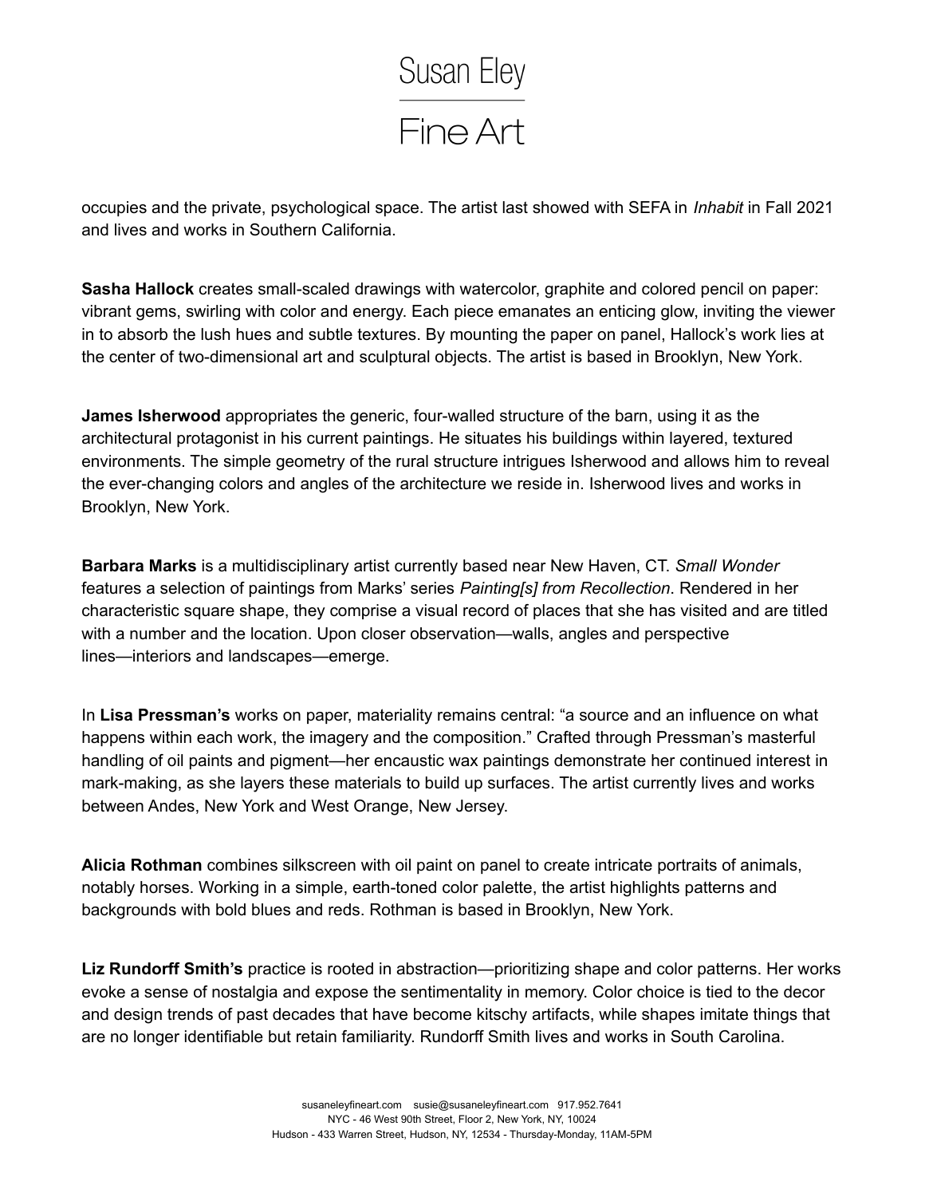occupies and the private, psychological space. The artist last showed with SEFA in *Inhabit* in Fall 2021 and lives and works in Southern California.

**Sasha Hallock** creates small-scaled drawings with watercolor, graphite and colored pencil on paper: vibrant gems, swirling with color and energy. Each piece emanates an enticing glow, inviting the viewer in to absorb the lush hues and subtle textures. By mounting the paper on panel, Hallock's work lies at the center of two-dimensional art and sculptural objects. The artist is based in Brooklyn, New York.

**James Isherwood** appropriates the generic, four-walled structure of the barn, using it as the architectural protagonist in his current paintings. He situates his buildings within layered, textured environments. The simple geometry of the rural structure intrigues Isherwood and allows him to reveal the ever-changing colors and angles of the architecture we reside in. Isherwood lives and works in Brooklyn, New York.

**Barbara Marks** is a multidisciplinary artist currently based near New Haven, CT. *Small Wonder* features a selection of paintings from Marks' series *Painting[s] from Recollection*. Rendered in her characteristic square shape, they comprise a visual record of places that she has visited and are titled with a number and the location. Upon closer observation—walls, angles and perspective lines—interiors and landscapes—emerge.

In **Lisa Pressman's** works on paper, materiality remains central: "a source and an influence on what happens within each work, the imagery and the composition." Crafted through Pressman's masterful handling of oil paints and pigment—her encaustic wax paintings demonstrate her continued interest in mark-making, as she layers these materials to build up surfaces. The artist currently lives and works between Andes, New York and West Orange, New Jersey.

**Alicia Rothman** combines silkscreen with oil paint on panel to create intricate portraits of animals, notably horses. Working in a simple, earth-toned color palette, the artist highlights patterns and backgrounds with bold blues and reds. Rothman is based in Brooklyn, New York.

**Liz Rundorff Smith's** practice is rooted in abstraction—prioritizing shape and color patterns. Her works evoke a sense of nostalgia and expose the sentimentality in memory. Color choice is tied to the decor and design trends of past decades that have become kitschy artifacts, while shapes imitate things that are no longer identifiable but retain familiarity. Rundorff Smith lives and works in South Carolina.